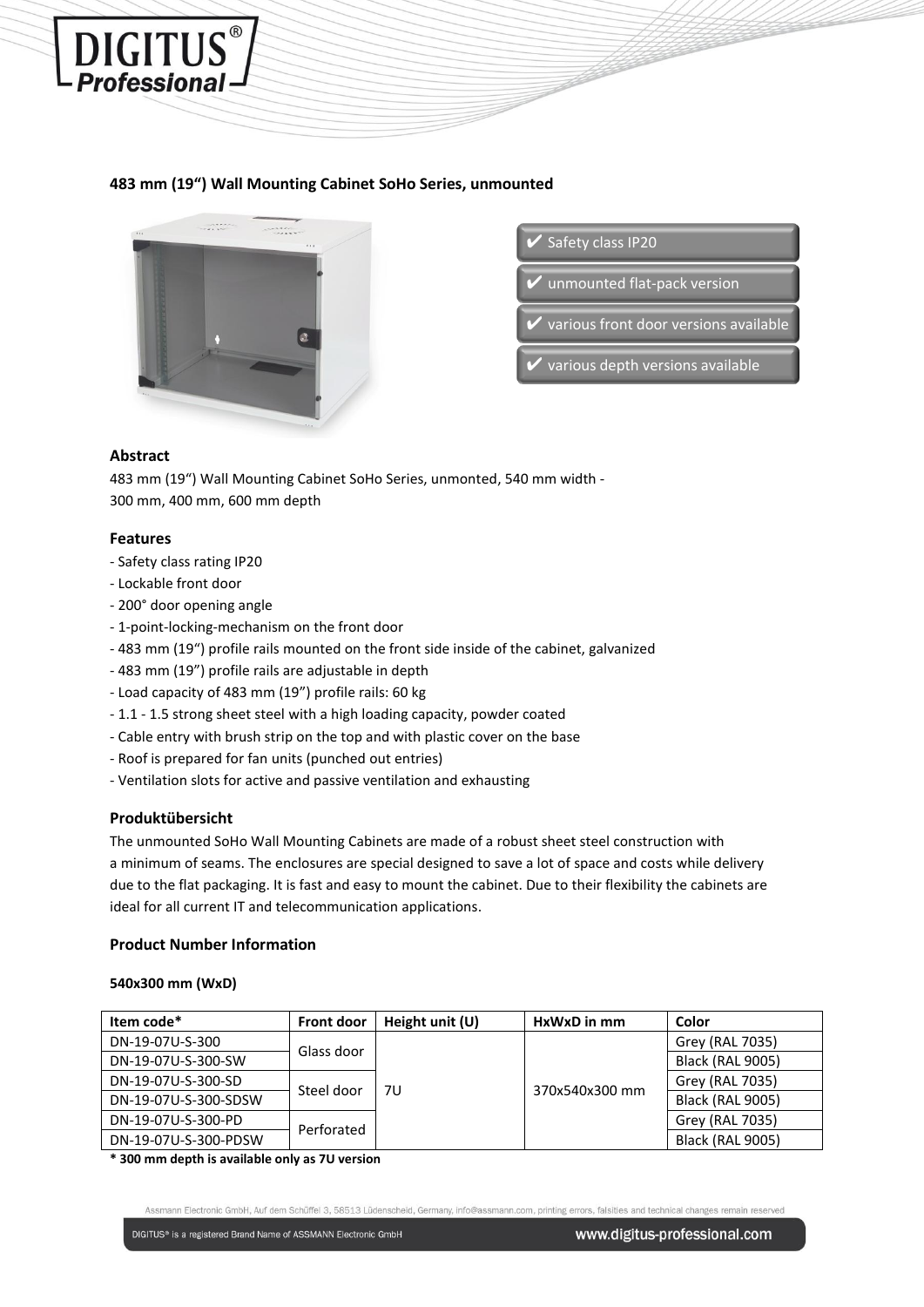## 483 mm (19“) Wall Mounting Cabinet SoHo Series, unmounted

✔ Safety class IP20

✔ unmounted flat-pack version

✔ various front door versions available

✔ various depth versions available

### Abstract

483 mm (19“) Wall Mounting Cabinet SoHo Series, unmonted, 540 mm width -
300 mm, 400 mm, 600 mm depth

### Features

- Safety class rating IP20
- Lockable front door
- 200° door opening angle
- 1-point-locking-mechanism on the front door
- 483 mm (19“) profile rails mounted on the front side inside of the cabinet, galvanized
- 483 mm (19”) profile rails are adjustable in depth
- Load capacity of 483 mm (19”) profile rails: 60 kg
- 1.1 - 1.5 strong sheet steel with a high loading capacity, powder coated
- Cable entry with brush strip on the top and with plastic cover on the base
- Roof is prepared for fan units (punched out entries)
- Ventilation slots for active and passive ventilation and exhausting

### Produktübersicht

The unmounted SoHo Wall Mounting Cabinets are made of a robust sheet steel construction with a minimum of seams. The enclosures are special designed to save a lot of space and costs while delivery due to the flat packaging. It is fast and easy to mount the cabinet. Due to their flexibility the cabinets are ideal for all current IT and telecommunication applications.

### Product Number Information

**540x300 mm (WxD)**

| Item code* | Front door | Height unit (U) | HxWxD in mm | Color |
|---|---|---|---|---|
| DN-19-07U-S-300 | Glass door | 7U | 370x540x300 mm | Grey (RAL 7035) |
| DN-19-07U-S-300-SW | | | | Black (RAL 9005) |
| DN-19-07U-S-300-SD | Steel door | | | Grey (RAL 7035) |
| DN-19-07U-S-300-SDSW | | | | Black (RAL 9005) |
| DN-19-07U-S-300-PD | Perforated | | | Grey (RAL 7035) |
| DN-19-07U-S-300-PDSW | | | | Black (RAL 9005) |

**\* 300 mm depth is available only as 7U version**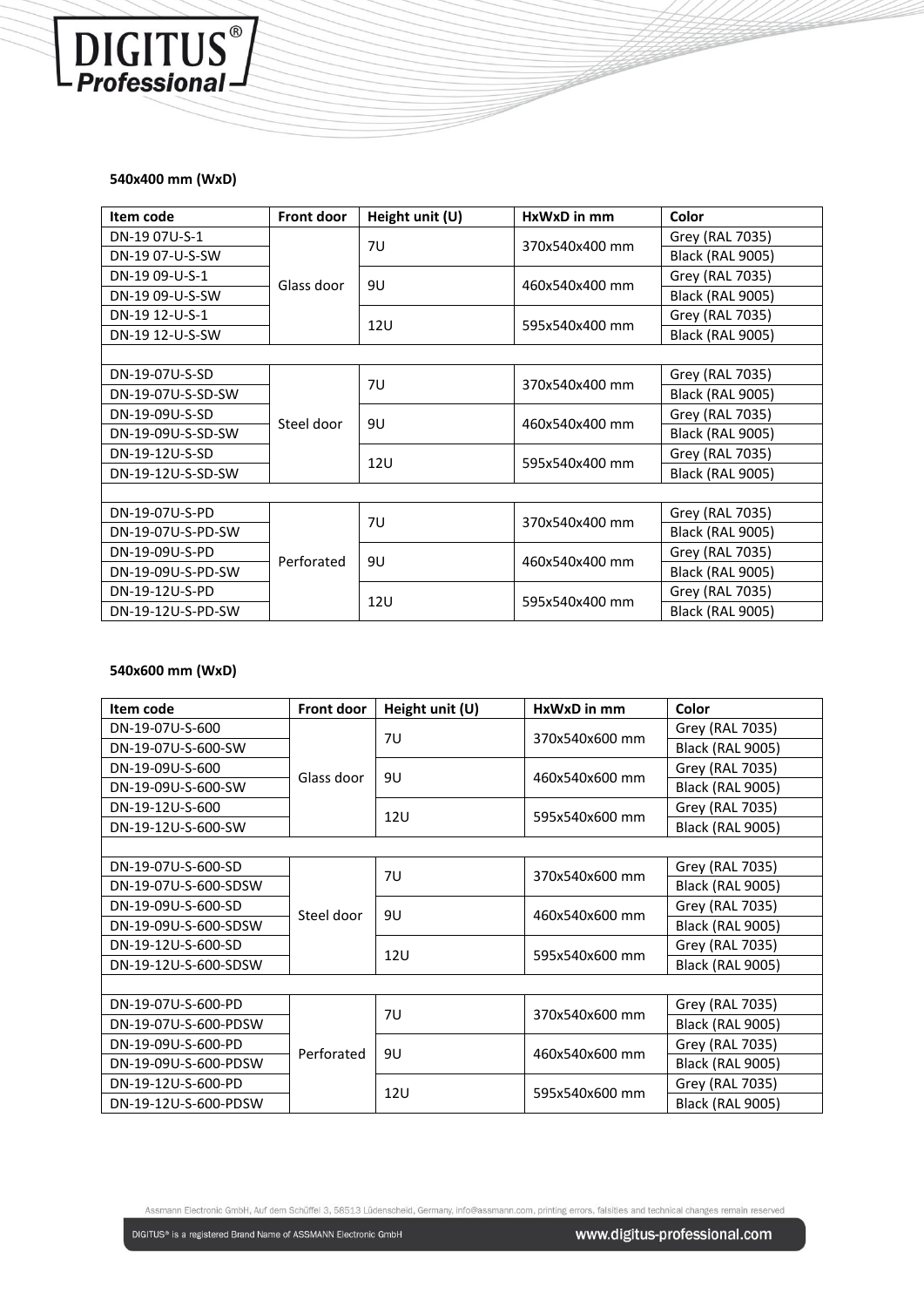**540x400 mm (WxD)**

| Item code | Front door | Height unit (U) | HxWxD in mm | Color |
|---|---|---|---|---|
| DN-19 07U-S-1 | Glass door | 7U | 370x540x400 mm | Grey (RAL 7035) |
| DN-19 07-U-S-SW | | | | Black (RAL 9005) |
| DN-19 09-U-S-1 | | 9U | 460x540x400 mm | Grey (RAL 7035) |
| DN-19 09-U-S-SW | | | | Black (RAL 9005) |
| DN-19 12-U-S-1 | | 12U | 595x540x400 mm | Grey (RAL 7035) |
| DN-19 12-U-S-SW | | | | Black (RAL 9005) |
| | | | | |
| DN-19-07U-S-SD | Steel door | 7U | 370x540x400 mm | Grey (RAL 7035) |
| DN-19-07U-S-SD-SW | | | | Black (RAL 9005) |
| DN-19-09U-S-SD | | 9U | 460x540x400 mm | Grey (RAL 7035) |
| DN-19-09U-S-SD-SW | | | | Black (RAL 9005) |
| DN-19-12U-S-SD | | 12U | 595x540x400 mm | Grey (RAL 7035) |
| DN-19-12U-S-SD-SW | | | | Black (RAL 9005) |
| | | | | |
| DN-19-07U-S-PD | Perforated | 7U | 370x540x400 mm | Grey (RAL 7035) |
| DN-19-07U-S-PD-SW | | | | Black (RAL 9005) |
| DN-19-09U-S-PD | | 9U | 460x540x400 mm | Grey (RAL 7035) |
| DN-19-09U-S-PD-SW | | | | Black (RAL 9005) |
| DN-19-12U-S-PD | | 12U | 595x540x400 mm | Grey (RAL 7035) |
| DN-19-12U-S-PD-SW | | | | Black (RAL 9005) |

**540x600 mm (WxD)**

| Item code | Front door | Height unit (U) | HxWxD in mm | Color |
|---|---|---|---|---|
| DN-19-07U-S-600 | Glass door | 7U | 370x540x600 mm | Grey (RAL 7035) |
| DN-19-07U-S-600-SW | | | | Black (RAL 9005) |
| DN-19-09U-S-600 | | 9U | 460x540x600 mm | Grey (RAL 7035) |
| DN-19-09U-S-600-SW | | | | Black (RAL 9005) |
| DN-19-12U-S-600 | | 12U | 595x540x600 mm | Grey (RAL 7035) |
| DN-19-12U-S-600-SW | | | | Black (RAL 9005) |
| | | | | |
| DN-19-07U-S-600-SD | Steel door | 7U | 370x540x600 mm | Grey (RAL 7035) |
| DN-19-07U-S-600-SDSW | | | | Black (RAL 9005) |
| DN-19-09U-S-600-SD | | 9U | 460x540x600 mm | Grey (RAL 7035) |
| DN-19-09U-S-600-SDSW | | | | Black (RAL 9005) |
| DN-19-12U-S-600-SD | | 12U | 595x540x600 mm | Grey (RAL 7035) |
| DN-19-12U-S-600-SDSW | | | | Black (RAL 9005) |
| | | | | |
| DN-19-07U-S-600-PD | Perforated | 7U | 370x540x600 mm | Grey (RAL 7035) |
| DN-19-07U-S-600-PDSW | | | | Black (RAL 9005) |
| DN-19-09U-S-600-PD | | 9U | 460x540x600 mm | Grey (RAL 7035) |
| DN-19-09U-S-600-PDSW | | | | Black (RAL 9005) |
| DN-19-12U-S-600-PD | | 12U | 595x540x600 mm | Grey (RAL 7035) |
| DN-19-12U-S-600-PDSW | | | | Black (RAL 9005) |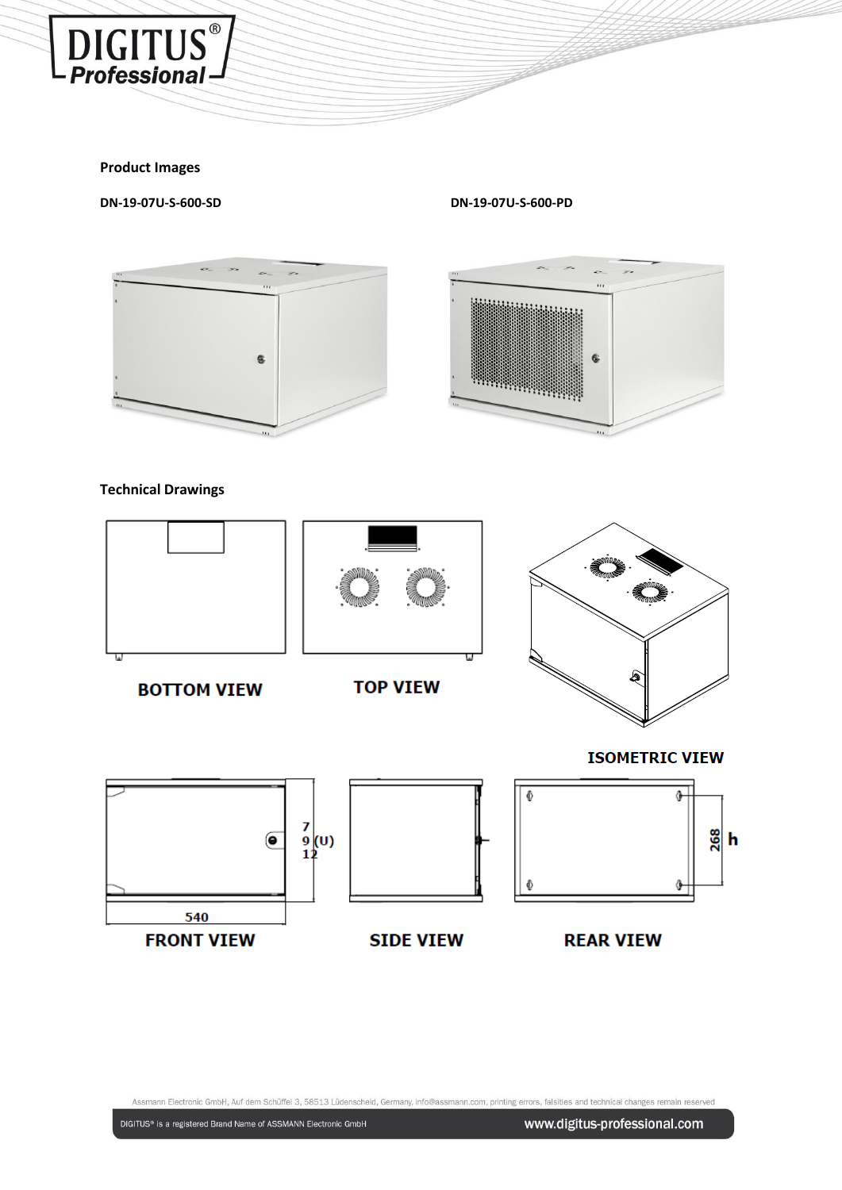**Product Images**

**DN-19-07U-S-600-SD**

**DN-19-07U-S-600-PD**

**Technical Drawings**

BOTTOM VIEW

TOP VIEW

ISOMETRIC VIEW

7
9 (U)
12

540

FRONT VIEW

SIDE VIEW

268 h

REAR VIEW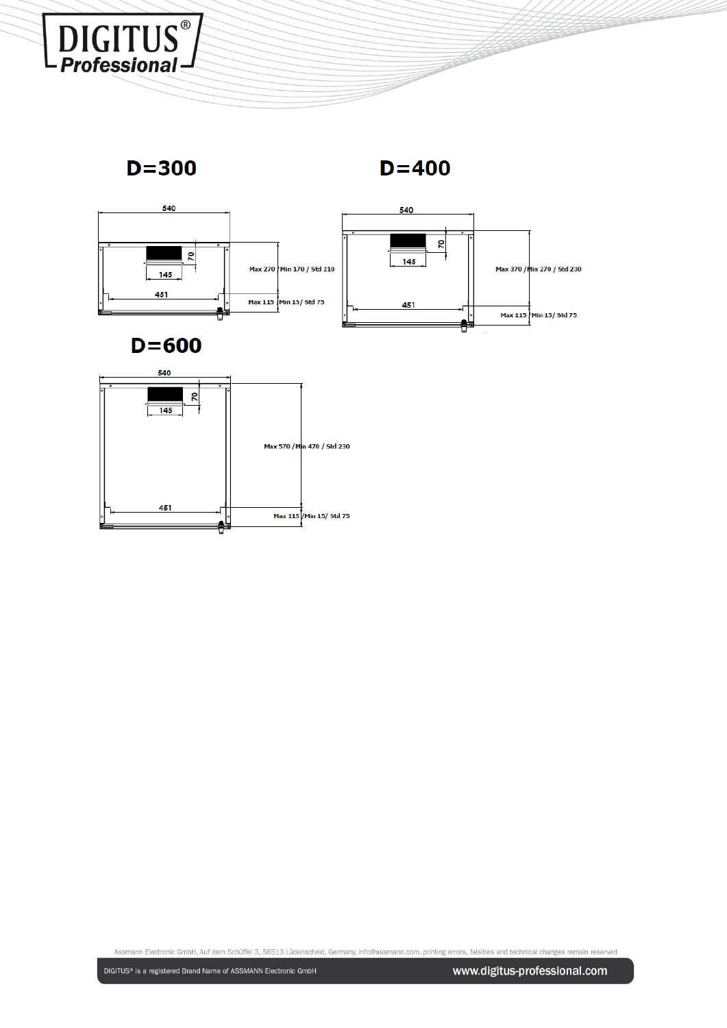## D=300

540

70

145

451

Max 270 / Min 170 / Std 210

Max 115 / Min 15/ Std 75

## D=400

540

70

145

451

Max 370 / Min 270 / Std 230

Max 115 / Min 15/ Std 75

## D=600

540

70

145

451

Max 570 / Min 470 / Std 230

Max 115 / Min 15/ Std 75